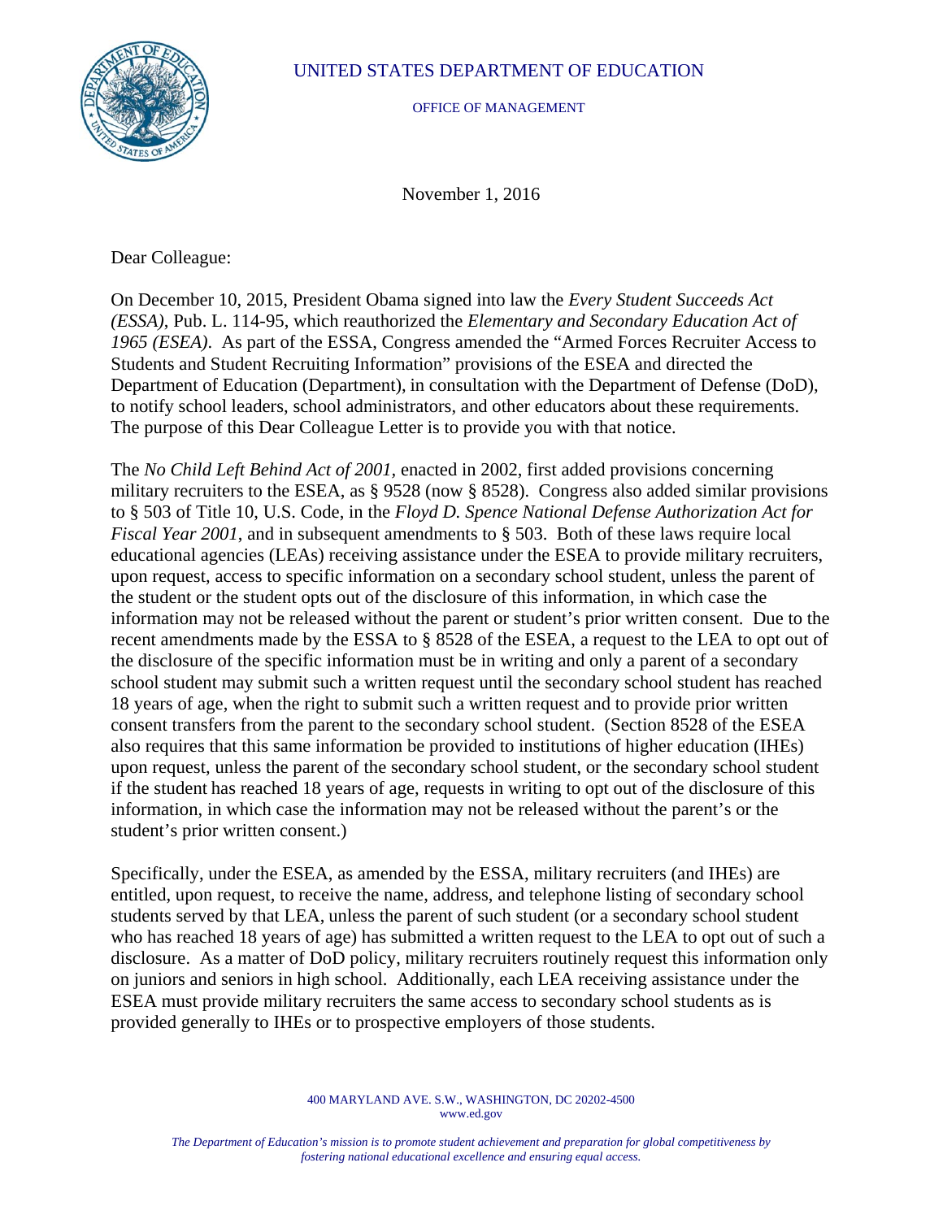UNITED STATES DEPARTMENT OF EDUCATION

OFFICE OF MANAGEMENT

November 1, 2016

Dear Colleague:

On December 10, 2015, President Obama signed into law the *Every Student Succeeds Act (ESSA)*, Pub. L. 114-95, which reauthorized the *Elementary and Secondary Education Act of 1965 (ESEA)*. As part of the ESSA, Congress amended the "Armed Forces Recruiter Access to Students and Student Recruiting Information" provisions of the ESEA and directed the Department of Education (Department), in consultation with the Department of Defense (DoD), to notify school leaders, school administrators, and other educators about these requirements. The purpose of this Dear Colleague Letter is to provide you with that notice.

The *No Child Left Behind Act of 2001*, enacted in 2002, first added provisions concerning military recruiters to the ESEA, as § 9528 (now § 8528). Congress also added similar provisions to § 503 of Title 10, U.S. Code, in the *Floyd D. Spence National Defense Authorization Act for Fiscal Year 2001*, and in subsequent amendments to § 503. Both of these laws require local educational agencies (LEAs) receiving assistance under the ESEA to provide military recruiters, upon request, access to specific information on a secondary school student, unless the parent of the student or the student opts out of the disclosure of this information, in which case the information may not be released without the parent or student's prior written consent. Due to the recent amendments made by the ESSA to § 8528 of the ESEA, a request to the LEA to opt out of the disclosure of the specific information must be in writing and only a parent of a secondary school student may submit such a written request until the secondary school student has reached 18 years of age, when the right to submit such a written request and to provide prior written consent transfers from the parent to the secondary school student. (Section 8528 of the ESEA also requires that this same information be provided to institutions of higher education (IHEs) upon request, unless the parent of the secondary school student, or the secondary school student if the student has reached 18 years of age, requests in writing to opt out of the disclosure of this information, in which case the information may not be released without the parent's or the student's prior written consent.)

Specifically, under the ESEA, as amended by the ESSA, military recruiters (and IHEs) are entitled, upon request, to receive the name, address, and telephone listing of secondary school students served by that LEA, unless the parent of such student (or a secondary school student who has reached 18 years of age) has submitted a written request to the LEA to opt out of such a disclosure. As a matter of DoD policy, military recruiters routinely request this information only on juniors and seniors in high school. Additionally, each LEA receiving assistance under the ESEA must provide military recruiters the same access to secondary school students as is provided generally to IHEs or to prospective employers of those students.

400 MARYLAND AVE. S.W., WASHINGTON, DC 20202-4500
www.ed.gov

*The Department of Education's mission is to promote student achievement and preparation for global competitiveness by fostering national educational excellence and ensuring equal access.*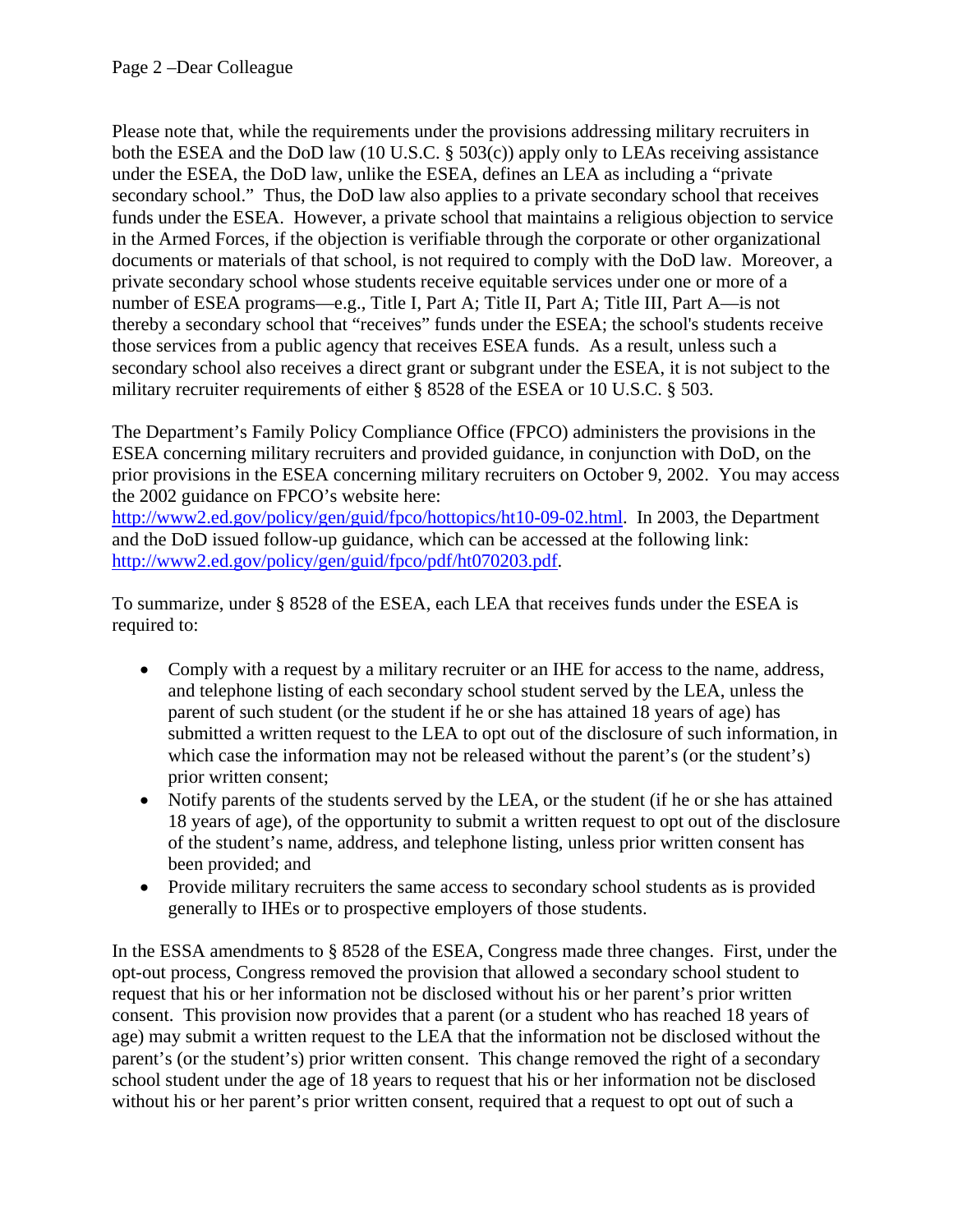Please note that, while the requirements under the provisions addressing military recruiters in both the ESEA and the DoD law (10 U.S.C. § 503(c)) apply only to LEAs receiving assistance under the ESEA, the DoD law, unlike the ESEA, defines an LEA as including a "private secondary school." Thus, the DoD law also applies to a private secondary school that receives funds under the ESEA. However, a private school that maintains a religious objection to service in the Armed Forces, if the objection is verifiable through the corporate or other organizational documents or materials of that school, is not required to comply with the DoD law. Moreover, a private secondary school whose students receive equitable services under one or more of a number of ESEA programs—e.g., Title I, Part A; Title II, Part A; Title III, Part A—is not thereby a secondary school that "receives" funds under the ESEA; the school's students receive those services from a public agency that receives ESEA funds. As a result, unless such a secondary school also receives a direct grant or subgrant under the ESEA, it is not subject to the military recruiter requirements of either § 8528 of the ESEA or 10 U.S.C. § 503.

The Department's Family Policy Compliance Office (FPCO) administers the provisions in the ESEA concerning military recruiters and provided guidance, in conjunction with DoD, on the prior provisions in the ESEA concerning military recruiters on October 9, 2002. You may access the 2002 guidance on FPCO's website here: [http://www2.ed.gov/policy/gen/guid/fpco/hottopics/ht10-09-02.html](http://www2.ed.gov/policy/gen/guid/fpco/hottopics/ht10-09-02.html). In 2003, the Department and the DoD issued follow-up guidance, which can be accessed at the following link: [http://www2.ed.gov/policy/gen/guid/fpco/pdf/ht070203.pdf](http://www2.ed.gov/policy/gen/guid/fpco/pdf/ht070203.pdf).

To summarize, under § 8528 of the ESEA, each LEA that receives funds under the ESEA is required to:

- Comply with a request by a military recruiter or an IHE for access to the name, address, and telephone listing of each secondary school student served by the LEA, unless the parent of such student (or the student if he or she has attained 18 years of age) has submitted a written request to the LEA to opt out of the disclosure of such information, in which case the information may not be released without the parent's (or the student's) prior written consent;
- Notify parents of the students served by the LEA, or the student (if he or she has attained 18 years of age), of the opportunity to submit a written request to opt out of the disclosure of the student's name, address, and telephone listing, unless prior written consent has been provided; and
- Provide military recruiters the same access to secondary school students as is provided generally to IHEs or to prospective employers of those students.

In the ESSA amendments to § 8528 of the ESEA, Congress made three changes. First, under the opt-out process, Congress removed the provision that allowed a secondary school student to request that his or her information not be disclosed without his or her parent's prior written consent. This provision now provides that a parent (or a student who has reached 18 years of age) may submit a written request to the LEA that the information not be disclosed without the parent's (or the student's) prior written consent. This change removed the right of a secondary school student under the age of 18 years to request that his or her information not be disclosed without his or her parent's prior written consent, required that a request to opt out of such a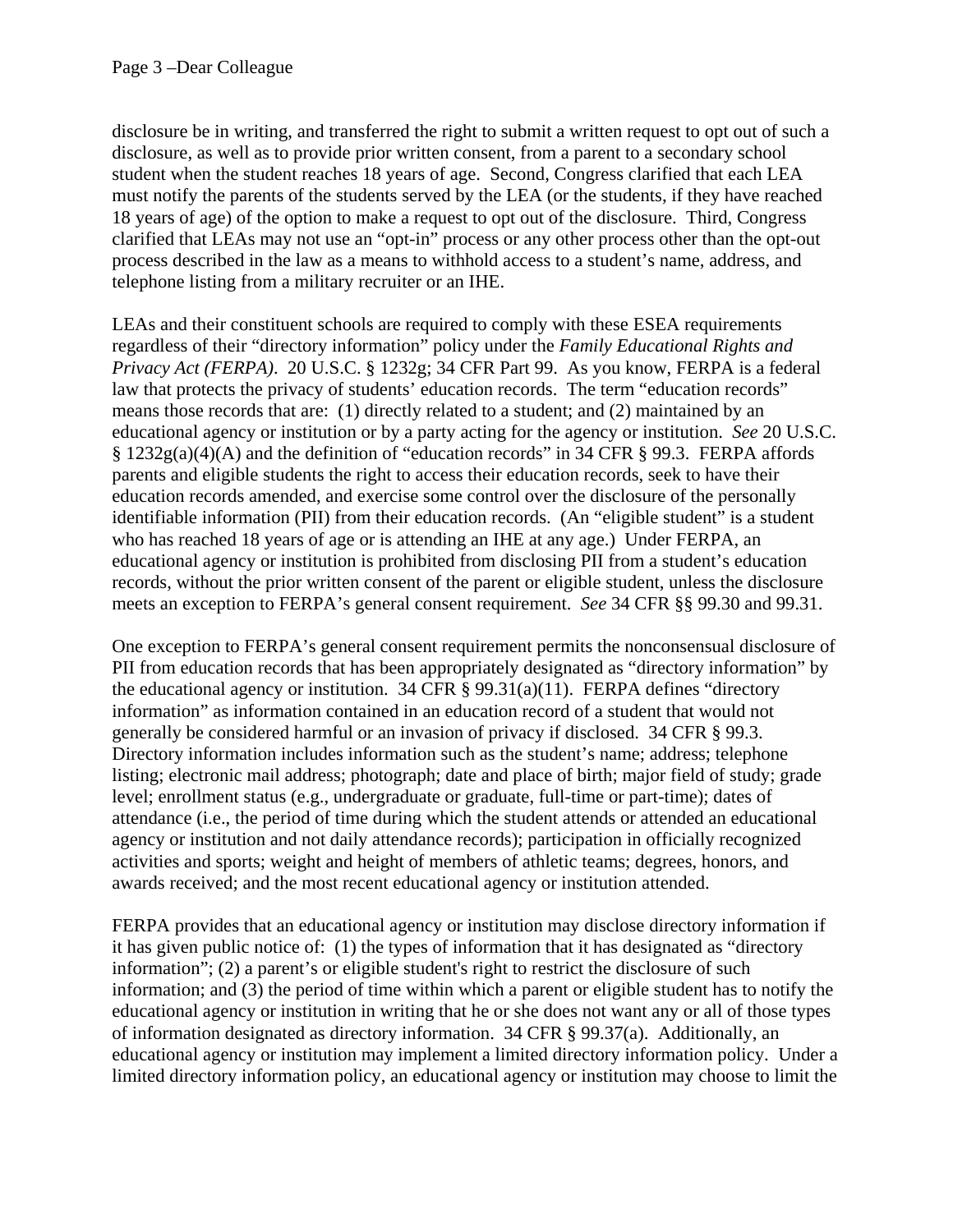disclosure be in writing, and transferred the right to submit a written request to opt out of such a disclosure, as well as to provide prior written consent, from a parent to a secondary school student when the student reaches 18 years of age. Second, Congress clarified that each LEA must notify the parents of the students served by the LEA (or the students, if they have reached 18 years of age) of the option to make a request to opt out of the disclosure. Third, Congress clarified that LEAs may not use an "opt-in" process or any other process other than the opt-out process described in the law as a means to withhold access to a student's name, address, and telephone listing from a military recruiter or an IHE.

LEAs and their constituent schools are required to comply with these ESEA requirements regardless of their "directory information" policy under the *Family Educational Rights and Privacy Act (FERPA)*. 20 U.S.C. § 1232g; 34 CFR Part 99. As you know, FERPA is a federal law that protects the privacy of students' education records. The term "education records" means those records that are: (1) directly related to a student; and (2) maintained by an educational agency or institution or by a party acting for the agency or institution. *See* 20 U.S.C. § 1232g(a)(4)(A) and the definition of "education records" in 34 CFR § 99.3. FERPA affords parents and eligible students the right to access their education records, seek to have their education records amended, and exercise some control over the disclosure of the personally identifiable information (PII) from their education records. (An "eligible student" is a student who has reached 18 years of age or is attending an IHE at any age.) Under FERPA, an educational agency or institution is prohibited from disclosing PII from a student's education records, without the prior written consent of the parent or eligible student, unless the disclosure meets an exception to FERPA's general consent requirement. *See* 34 CFR §§ 99.30 and 99.31.

One exception to FERPA's general consent requirement permits the nonconsensual disclosure of PII from education records that has been appropriately designated as "directory information" by the educational agency or institution. 34 CFR § 99.31(a)(11). FERPA defines "directory information" as information contained in an education record of a student that would not generally be considered harmful or an invasion of privacy if disclosed. 34 CFR § 99.3. Directory information includes information such as the student's name; address; telephone listing; electronic mail address; photograph; date and place of birth; major field of study; grade level; enrollment status (e.g., undergraduate or graduate, full-time or part-time); dates of attendance (i.e., the period of time during which the student attends or attended an educational agency or institution and not daily attendance records); participation in officially recognized activities and sports; weight and height of members of athletic teams; degrees, honors, and awards received; and the most recent educational agency or institution attended.

FERPA provides that an educational agency or institution may disclose directory information if it has given public notice of: (1) the types of information that it has designated as "directory information"; (2) a parent's or eligible student's right to restrict the disclosure of such information; and (3) the period of time within which a parent or eligible student has to notify the educational agency or institution in writing that he or she does not want any or all of those types of information designated as directory information. 34 CFR § 99.37(a). Additionally, an educational agency or institution may implement a limited directory information policy. Under a limited directory information policy, an educational agency or institution may choose to limit the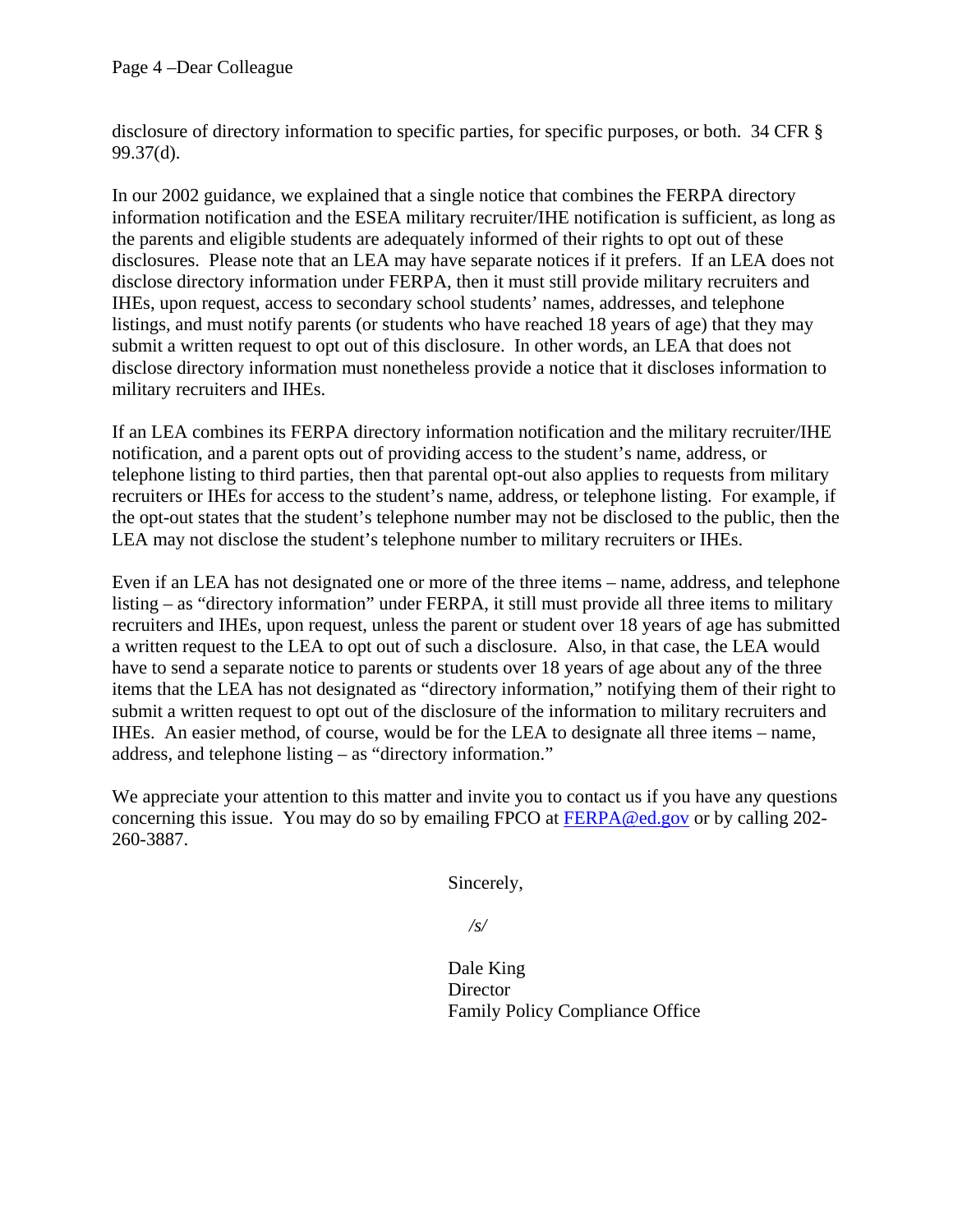disclosure of directory information to specific parties, for specific purposes, or both. 34 CFR § 99.37(d).

In our 2002 guidance, we explained that a single notice that combines the FERPA directory information notification and the ESEA military recruiter/IHE notification is sufficient, as long as the parents and eligible students are adequately informed of their rights to opt out of these disclosures. Please note that an LEA may have separate notices if it prefers. If an LEA does not disclose directory information under FERPA, then it must still provide military recruiters and IHEs, upon request, access to secondary school students' names, addresses, and telephone listings, and must notify parents (or students who have reached 18 years of age) that they may submit a written request to opt out of this disclosure. In other words, an LEA that does not disclose directory information must nonetheless provide a notice that it discloses information to military recruiters and IHEs.

If an LEA combines its FERPA directory information notification and the military recruiter/IHE notification, and a parent opts out of providing access to the student's name, address, or telephone listing to third parties, then that parental opt-out also applies to requests from military recruiters or IHEs for access to the student's name, address, or telephone listing. For example, if the opt-out states that the student's telephone number may not be disclosed to the public, then the LEA may not disclose the student's telephone number to military recruiters or IHEs.

Even if an LEA has not designated one or more of the three items – name, address, and telephone listing – as "directory information" under FERPA, it still must provide all three items to military recruiters and IHEs, upon request, unless the parent or student over 18 years of age has submitted a written request to the LEA to opt out of such a disclosure. Also, in that case, the LEA would have to send a separate notice to parents or students over 18 years of age about any of the three items that the LEA has not designated as "directory information," notifying them of their right to submit a written request to opt out of the disclosure of the information to military recruiters and IHEs. An easier method, of course, would be for the LEA to designate all three items – name, address, and telephone listing – as "directory information."

We appreciate your attention to this matter and invite you to contact us if you have any questions concerning this issue. You may do so by emailing FPCO at FERPA@ed.gov or by calling 202-260-3887.

Sincerely,

/s/

Dale King
Director
Family Policy Compliance Office